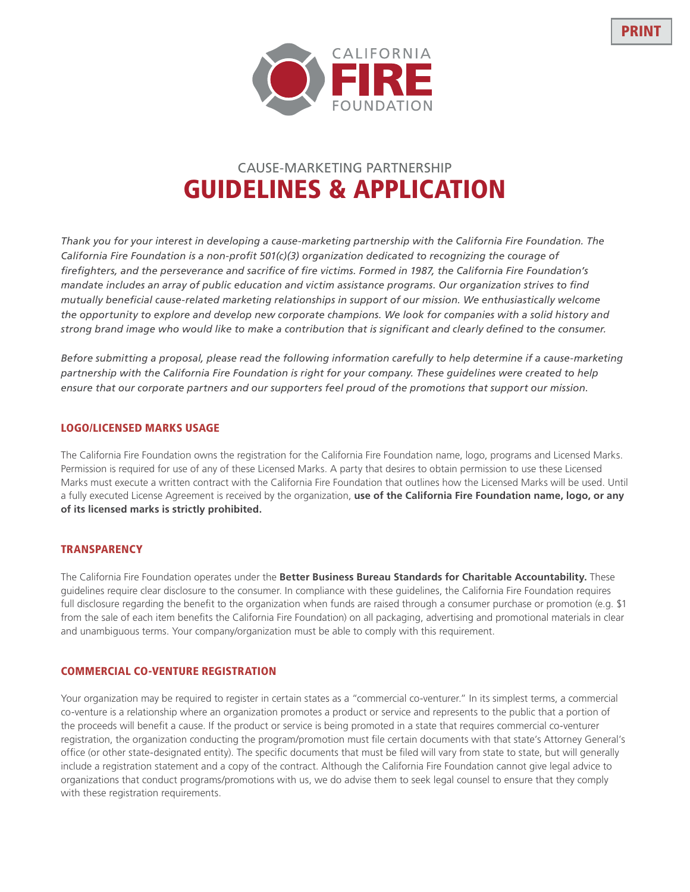CALIFORNIA **FIRE** FOUNDATION

CAUSE-MARKETING PARTNERSHIP

# GUIDELINES & APPLICATION

*Thank you for your interest in developing a cause-marketing partnership with the California Fire Foundation. The California Fire Foundation is a non-profit 501(c)(3) organization dedicated to recognizing the courage of firefighters, and the perseverance and sacrifice of fire victims. Formed in 1987, the California Fire Foundation's mandate includes an array of public education and victim assistance programs. Our organization strives to find mutually beneficial cause-related marketing relationships in support of our mission. We enthusiastically welcome the opportunity to explore and develop new corporate champions. We look for companies with a solid history and strong brand image who would like to make a contribution that is significant and clearly defined to the consumer.*

*Before submitting a proposal, please read the following information carefully to help determine if a cause-marketing partnership with the California Fire Foundation is right for your company. These guidelines were created to help ensure that our corporate partners and our supporters feel proud of the promotions that support our mission.*

## LOGO/LICENSED MARKS USAGE

The California Fire Foundation owns the registration for the California Fire Foundation name, logo, programs and Licensed Marks. Permission is required for use of any of these Licensed Marks. A party that desires to obtain permission to use these Licensed Marks must execute a written contract with the California Fire Foundation that outlines how the Licensed Marks will be used. Until a fully executed License Agreement is received by the organization, **use of the California Fire Foundation name, logo, or any of its licensed marks is strictly prohibited.**

## TRANSPARENCY

The California Fire Foundation operates under the **Better Business Bureau Standards for Charitable Accountability.** These guidelines require clear disclosure to the consumer. In compliance with these guidelines, the California Fire Foundation requires full disclosure regarding the benefit to the organization when funds are raised through a consumer purchase or promotion (e.g. $1 from the sale of each item benefits the California Fire Foundation) on all packaging, advertising and promotional materials in clear and unambiguous terms. Your company/organization must be able to comply with this requirement.

## COMMERCIAL CO-VENTURE REGISTRATION

Your organization may be required to register in certain states as a "commercial co-venturer." In its simplest terms, a commercial co-venture is a relationship where an organization promotes a product or service and represents to the public that a portion of the proceeds will benefit a cause. If the product or service is being promoted in a state that requires commercial co-venturer registration, the organization conducting the program/promotion must file certain documents with that state's Attorney General's office (or other state-designated entity). The specific documents that must be filed will vary from state to state, but will generally include a registration statement and a copy of the contract. Although the California Fire Foundation cannot give legal advice to organizations that conduct programs/promotions with us, we do advise them to seek legal counsel to ensure that they comply with these registration requirements.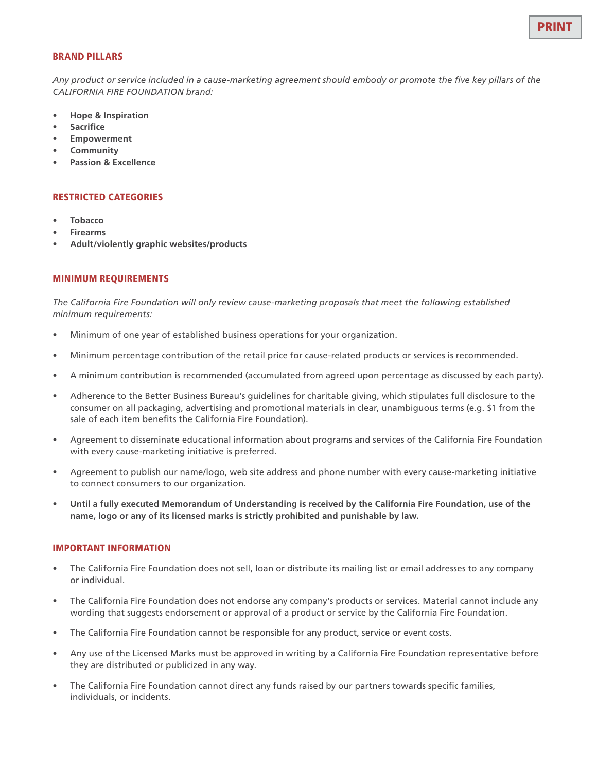## BRAND PILLARS

*Any product or service included in a cause-marketing agreement should embody or promote the five key pillars of the CALIFORNIA FIRE FOUNDATION brand:*

- **Hope & Inspiration**
- **Sacrifice**
- **Empowerment**
- **Community**
- **Passion & Excellence**

## RESTRICTED CATEGORIES

- **Tobacco**
- **Firearms**
- **Adult/violently graphic websites/products**

## MINIMUM REQUIREMENTS

*The California Fire Foundation will only review cause-marketing proposals that meet the following established minimum requirements:*

- Minimum of one year of established business operations for your organization.
- Minimum percentage contribution of the retail price for cause-related products or services is recommended.
- A minimum contribution is recommended (accumulated from agreed upon percentage as discussed by each party).
- Adherence to the Better Business Bureau's guidelines for charitable giving, which stipulates full disclosure to the consumer on all packaging, advertising and promotional materials in clear, unambiguous terms (e.g. $1 from the sale of each item benefits the California Fire Foundation).
- Agreement to disseminate educational information about programs and services of the California Fire Foundation with every cause-marketing initiative is preferred.
- Agreement to publish our name/logo, web site address and phone number with every cause-marketing initiative to connect consumers to our organization.
- **Until a fully executed Memorandum of Understanding is received by the California Fire Foundation, use of the name, logo or any of its licensed marks is strictly prohibited and punishable by law.**

## IMPORTANT INFORMATION

- The California Fire Foundation does not sell, loan or distribute its mailing list or email addresses to any company or individual.
- The California Fire Foundation does not endorse any company's products or services. Material cannot include any wording that suggests endorsement or approval of a product or service by the California Fire Foundation.
- The California Fire Foundation cannot be responsible for any product, service or event costs.
- Any use of the Licensed Marks must be approved in writing by a California Fire Foundation representative before they are distributed or publicized in any way.
- The California Fire Foundation cannot direct any funds raised by our partners towards specific families, individuals, or incidents.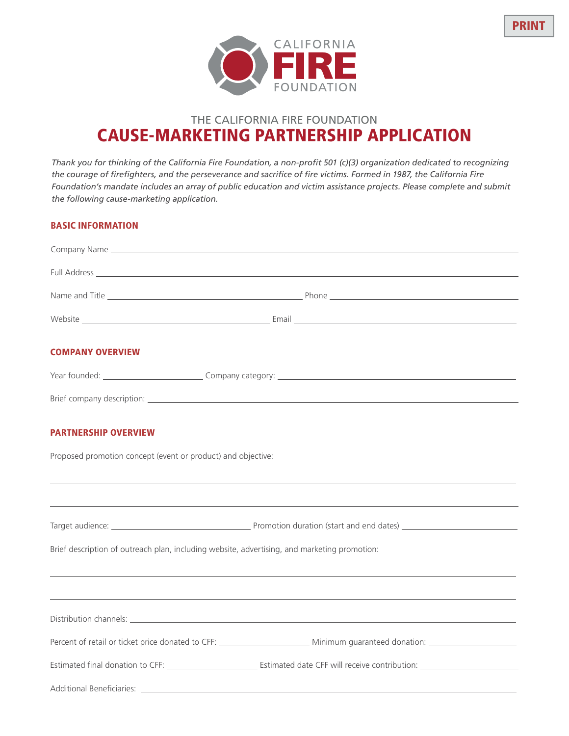PRINT

CALIFORNIA FIRE FOUNDATION

THE CALIFORNIA FIRE FOUNDATION

# CAUSE-MARKETING PARTNERSHIP APPLICATION

*Thank you for thinking of the California Fire Foundation, a non-profit 501 (c)(3) organization dedicated to recognizing the courage of firefighters, and the perseverance and sacrifice of fire victims. Formed in 1987, the California Fire Foundation's mandate includes an array of public education and victim assistance projects. Please complete and submit the following cause-marketing application.*

## BASIC INFORMATION

Company Name \_\_\_\_\_\_\_\_\_\_\_\_\_\_\_\_\_\_\_\_\_\_\_\_\_\_\_\_\_\_\_\_\_\_\_\_\_\_\_\_

Full Address \_\_\_\_\_\_\_\_\_\_\_\_\_\_\_\_\_\_\_\_\_\_\_\_\_\_\_\_\_\_\_\_\_\_\_\_\_\_\_\_

Name and Title \_\_\_\_\_\_\_\_\_\_\_\_\_\_\_\_\_\_\_\_ Phone \_\_\_\_\_\_\_\_\_\_\_\_\_\_\_\_\_\_\_\_

Website \_\_\_\_\_\_\_\_\_\_\_\_\_\_\_\_\_\_\_\_ Email \_\_\_\_\_\_\_\_\_\_\_\_\_\_\_\_\_\_\_\_

## COMPANY OVERVIEW

Year founded: \_\_\_\_\_\_\_\_\_\_\_\_\_\_\_\_\_\_\_\_ Company category: \_\_\_\_\_\_\_\_\_\_\_\_\_\_\_\_\_\_\_\_

Brief company description: \_\_\_\_\_\_\_\_\_\_\_\_\_\_\_\_\_\_\_\_\_\_\_\_\_\_\_\_\_\_\_\_\_\_\_\_\_\_\_\_

## PARTNERSHIP OVERVIEW

Proposed promotion concept (event or product) and objective:

\_\_\_\_\_\_\_\_\_\_\_\_\_\_\_\_\_\_\_\_\_\_\_\_\_\_\_\_\_\_\_\_\_\_\_\_\_\_\_\_

\_\_\_\_\_\_\_\_\_\_\_\_\_\_\_\_\_\_\_\_\_\_\_\_\_\_\_\_\_\_\_\_\_\_\_\_\_\_\_\_

Target audience: \_\_\_\_\_\_\_\_\_\_\_\_\_\_\_\_\_\_\_\_ Promotion duration (start and end dates) \_\_\_\_\_\_\_\_\_\_\_\_\_\_\_\_\_\_\_\_

Brief description of outreach plan, including website, advertising, and marketing promotion:

\_\_\_\_\_\_\_\_\_\_\_\_\_\_\_\_\_\_\_\_\_\_\_\_\_\_\_\_\_\_\_\_\_\_\_\_\_\_\_\_

\_\_\_\_\_\_\_\_\_\_\_\_\_\_\_\_\_\_\_\_\_\_\_\_\_\_\_\_\_\_\_\_\_\_\_\_\_\_\_\_

Distribution channels: \_\_\_\_\_\_\_\_\_\_\_\_\_\_\_\_\_\_\_\_\_\_\_\_\_\_\_\_\_\_\_\_\_\_\_\_\_\_\_\_

Percent of retail or ticket price donated to CFF: \_\_\_\_\_\_\_\_\_\_\_\_\_\_\_\_\_\_\_\_ Minimum guaranteed donation: \_\_\_\_\_\_\_\_\_\_\_\_\_\_\_\_\_\_\_\_

Estimated final donation to CFF: \_\_\_\_\_\_\_\_\_\_\_\_\_\_\_\_\_\_\_\_ Estimated date CFF will receive contribution: \_\_\_\_\_\_\_\_\_\_\_\_\_\_\_\_\_\_\_\_

Additional Beneficiaries: \_\_\_\_\_\_\_\_\_\_\_\_\_\_\_\_\_\_\_\_\_\_\_\_\_\_\_\_\_\_\_\_\_\_\_\_\_\_\_\_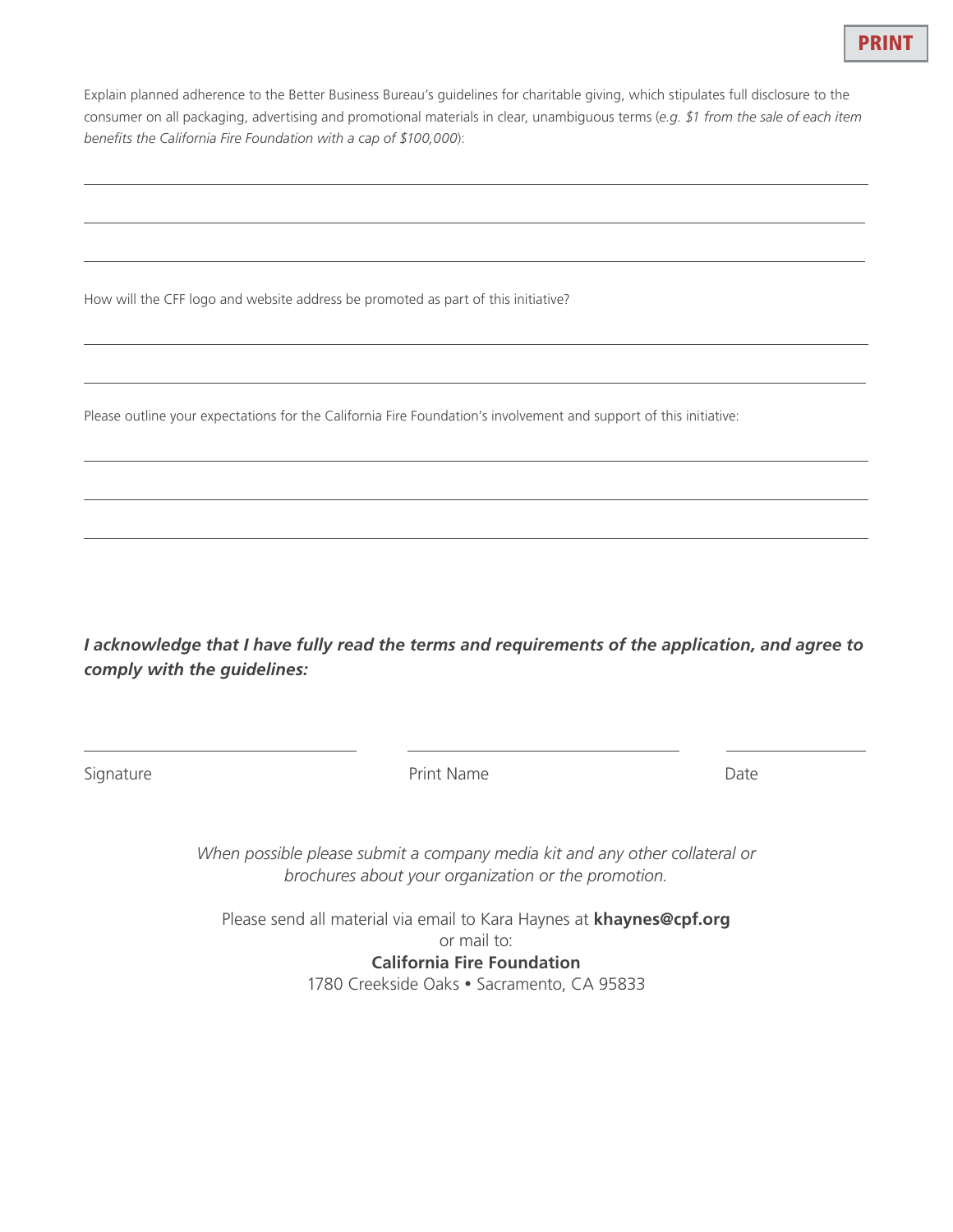PRINT

Explain planned adherence to the Better Business Bureau's guidelines for charitable giving, which stipulates full disclosure to the consumer on all packaging, advertising and promotional materials in clear, unambiguous terms (*e.g. $1 from the sale of each item benefits the California Fire Foundation with a cap of $100,000*):

\_\_\_\_\_\_\_\_\_\_\_\_\_\_\_\_\_\_\_\_\_\_\_\_\_\_\_\_\_\_\_\_\_\_\_\_\_\_\_\_\_\_\_\_\_\_\_\_\_\_\_\_\_\_\_\_\_\_\_\_\_\_\_\_\_\_\_\_\_\_\_\_\_\_\_\_\_\_

\_\_\_\_\_\_\_\_\_\_\_\_\_\_\_\_\_\_\_\_\_\_\_\_\_\_\_\_\_\_\_\_\_\_\_\_\_\_\_\_\_\_\_\_\_\_\_\_\_\_\_\_\_\_\_\_\_\_\_\_\_\_\_\_\_\_\_\_\_\_\_\_\_\_\_\_\_\_

\_\_\_\_\_\_\_\_\_\_\_\_\_\_\_\_\_\_\_\_\_\_\_\_\_\_\_\_\_\_\_\_\_\_\_\_\_\_\_\_\_\_\_\_\_\_\_\_\_\_\_\_\_\_\_\_\_\_\_\_\_\_\_\_\_\_\_\_\_\_\_\_\_\_\_\_\_\_

How will the CFF logo and website address be promoted as part of this initiative?

\_\_\_\_\_\_\_\_\_\_\_\_\_\_\_\_\_\_\_\_\_\_\_\_\_\_\_\_\_\_\_\_\_\_\_\_\_\_\_\_\_\_\_\_\_\_\_\_\_\_\_\_\_\_\_\_\_\_\_\_\_\_\_\_\_\_\_\_\_\_\_\_\_\_\_\_\_\_

\_\_\_\_\_\_\_\_\_\_\_\_\_\_\_\_\_\_\_\_\_\_\_\_\_\_\_\_\_\_\_\_\_\_\_\_\_\_\_\_\_\_\_\_\_\_\_\_\_\_\_\_\_\_\_\_\_\_\_\_\_\_\_\_\_\_\_\_\_\_\_\_\_\_\_\_\_\_

Please outline your expectations for the California Fire Foundation's involvement and support of this initiative:

\_\_\_\_\_\_\_\_\_\_\_\_\_\_\_\_\_\_\_\_\_\_\_\_\_\_\_\_\_\_\_\_\_\_\_\_\_\_\_\_\_\_\_\_\_\_\_\_\_\_\_\_\_\_\_\_\_\_\_\_\_\_\_\_\_\_\_\_\_\_\_\_\_\_\_\_\_\_

\_\_\_\_\_\_\_\_\_\_\_\_\_\_\_\_\_\_\_\_\_\_\_\_\_\_\_\_\_\_\_\_\_\_\_\_\_\_\_\_\_\_\_\_\_\_\_\_\_\_\_\_\_\_\_\_\_\_\_\_\_\_\_\_\_\_\_\_\_\_\_\_\_\_\_\_\_\_

\_\_\_\_\_\_\_\_\_\_\_\_\_\_\_\_\_\_\_\_\_\_\_\_\_\_\_\_\_\_\_\_\_\_\_\_\_\_\_\_\_\_\_\_\_\_\_\_\_\_\_\_\_\_\_\_\_\_\_\_\_\_\_\_\_\_\_\_\_\_\_\_\_\_\_\_\_\_

***I acknowledge that I have fully read the terms and requirements of the application, and agree to comply with the guidelines:***

| | | |
|---|---|---|
| \_\_\_\_\_\_\_\_\_\_\_\_\_\_\_\_\_\_\_\_ | \_\_\_\_\_\_\_\_\_\_\_\_\_\_\_\_\_\_\_\_ | \_\_\_\_\_\_\_\_\_\_ |
| Signature | Print Name | Date |

*When possible please submit a company media kit and any other collateral or brochures about your organization or the promotion.*

Please send all material via email to Kara Haynes at **khaynes@cpf.org**
or mail to:
**California Fire Foundation**
1780 Creekside Oaks • Sacramento, CA 95833